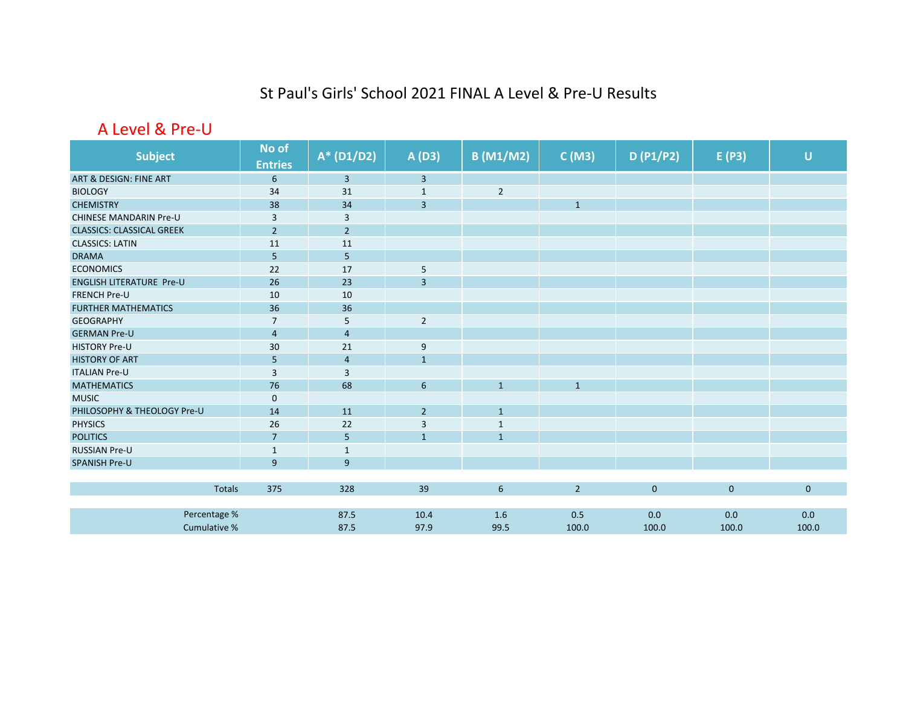# St Paul's Girls' School 2021 FINAL A Level & Pre-U Results

## A Level & Pre-U

| Subject | No of Entries | A* (D1/D2) | A (D3) | B (M1/M2) | C (M3) | D (P1/P2) | E (P3) | U |
|---|---|---|---|---|---|---|---|---|
| ART & DESIGN: FINE ART | 6 | 3 | 3 | | | | | |
| BIOLOGY | 34 | 31 | 1 | 2 | | | | |
| CHEMISTRY | 38 | 34 | 3 | | 1 | | | |
| CHINESE MANDARIN Pre-U | 3 | 3 | | | | | | |
| CLASSICS: CLASSICAL GREEK | 2 | 2 | | | | | | |
| CLASSICS: LATIN | 11 | 11 | | | | | | |
| DRAMA | 5 | 5 | | | | | | |
| ECONOMICS | 22 | 17 | 5 | | | | | |
| ENGLISH LITERATURE Pre-U | 26 | 23 | 3 | | | | | |
| FRENCH Pre-U | 10 | 10 | | | | | | |
| FURTHER MATHEMATICS | 36 | 36 | | | | | | |
| GEOGRAPHY | 7 | 5 | 2 | | | | | |
| GERMAN Pre-U | 4 | 4 | | | | | | |
| HISTORY Pre-U | 30 | 21 | 9 | | | | | |
| HISTORY OF ART | 5 | 4 | 1 | | | | | |
| ITALIAN Pre-U | 3 | 3 | | | | | | |
| MATHEMATICS | 76 | 68 | 6 | 1 | 1 | | | |
| MUSIC | 0 | | | | | | | |
| PHILOSOPHY & THEOLOGY Pre-U | 14 | 11 | 2 | 1 | | | | |
| PHYSICS | 26 | 22 | 3 | 1 | | | | |
| POLITICS | 7 | 5 | 1 | 1 | | | | |
| RUSSIAN Pre-U | 1 | 1 | | | | | | |
| SPANISH Pre-U | 9 | 9 | | | | | | |
| Totals | 375 | 328 | 39 | 6 | 2 | 0 | 0 | 0 |
| Percentage % | | 87.5 | 10.4 | 1.6 | 0.5 | 0.0 | 0.0 | 0.0 |
| Cumulative % | | 87.5 | 97.9 | 99.5 | 100.0 | 100.0 | 100.0 | 100.0 |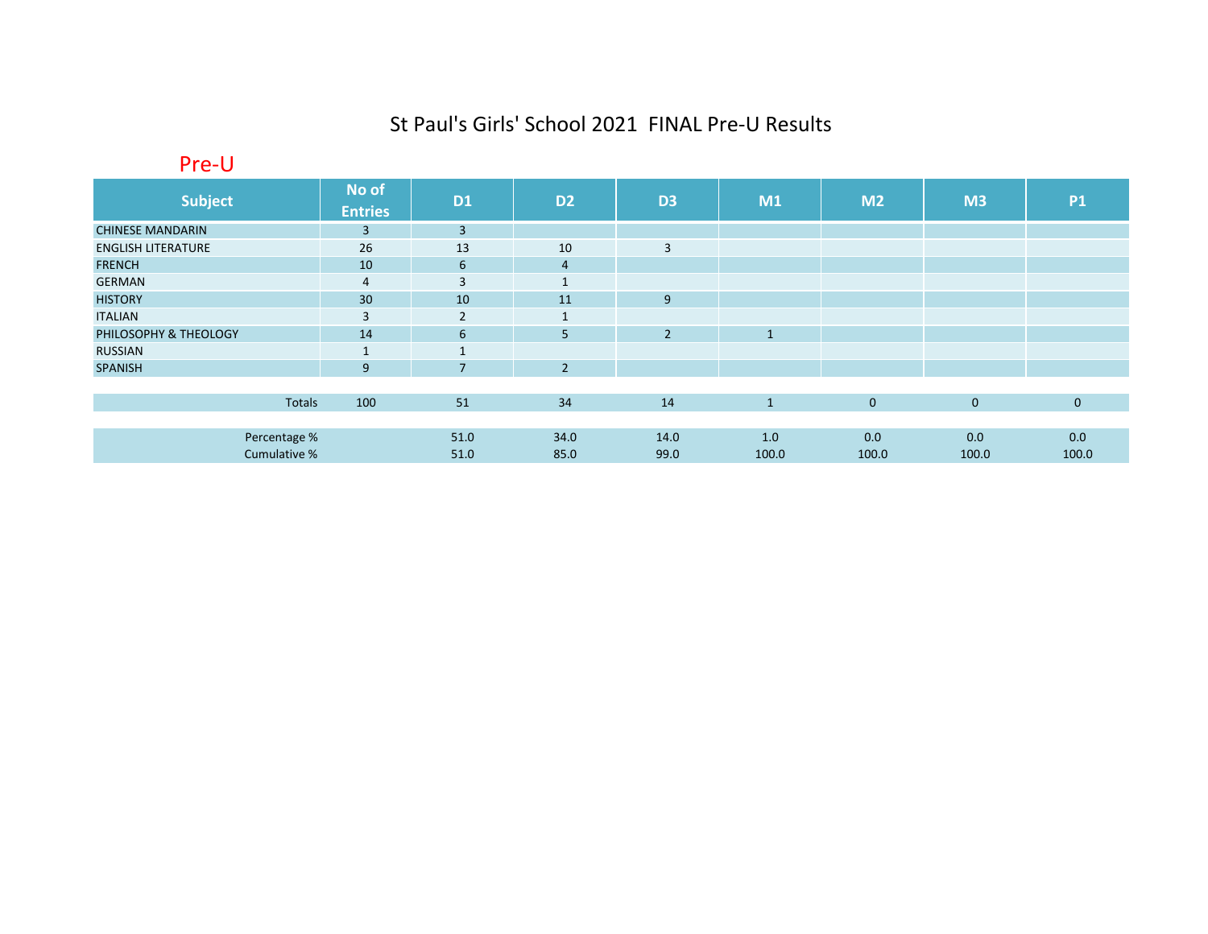# St Paul's Girls' School 2021 FINAL Pre-U Results

## Pre-U

| Subject | No of Entries | D1 | D2 | D3 | M1 | M2 | M3 | P1 |
|---|---|---|---|---|---|---|---|---|
| CHINESE MANDARIN | 3 | 3 | | | | | | |
| ENGLISH LITERATURE | 26 | 13 | 10 | 3 | | | | |
| FRENCH | 10 | 6 | 4 | | | | | |
| GERMAN | 4 | 3 | 1 | | | | | |
| HISTORY | 30 | 10 | 11 | 9 | | | | |
| ITALIAN | 3 | 2 | 1 | | | | | |
| PHILOSOPHY & THEOLOGY | 14 | 6 | 5 | 2 | 1 | | | |
| RUSSIAN | 1 | 1 | | | | | | |
| SPANISH | 9 | 7 | 2 | | | | | |
| Totals | 100 | 51 | 34 | 14 | 1 | 0 | 0 | 0 |
| Percentage % | | 51.0 | 34.0 | 14.0 | 1.0 | 0.0 | 0.0 | 0.0 |
| Cumulative % | | 51.0 | 85.0 | 99.0 | 100.0 | 100.0 | 100.0 | 100.0 |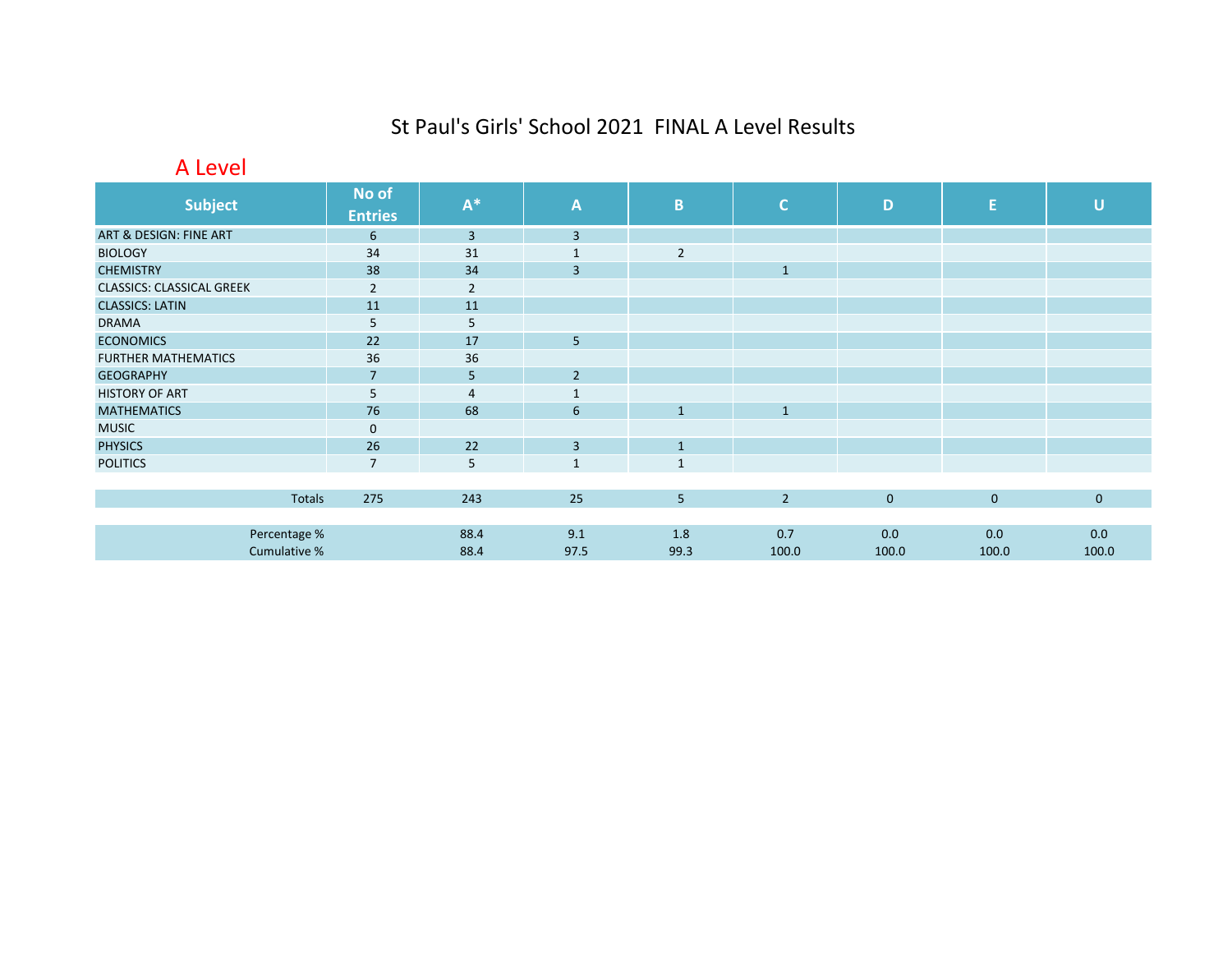# St Paul's Girls' School 2021 FINAL A Level Results

## A Level

| Subject | No of Entries | A* | A | B | C | D | E | U |
|---|---|---|---|---|---|---|---|---|
| ART & DESIGN: FINE ART | 6 | 3 | 3 | | | | | |
| BIOLOGY | 34 | 31 | 1 | 2 | | | | |
| CHEMISTRY | 38 | 34 | 3 | | 1 | | | |
| CLASSICS: CLASSICAL GREEK | 2 | 2 | | | | | | |
| CLASSICS: LATIN | 11 | 11 | | | | | | |
| DRAMA | 5 | 5 | | | | | | |
| ECONOMICS | 22 | 17 | 5 | | | | | |
| FURTHER MATHEMATICS | 36 | 36 | | | | | | |
| GEOGRAPHY | 7 | 5 | 2 | | | | | |
| HISTORY OF ART | 5 | 4 | 1 | | | | | |
| MATHEMATICS | 76 | 68 | 6 | 1 | 1 | | | |
| MUSIC | 0 | | | | | | | |
| PHYSICS | 26 | 22 | 3 | 1 | | | | |
| POLITICS | 7 | 5 | 1 | 1 | | | | |
| Totals | 275 | 243 | 25 | 5 | 2 | 0 | 0 | 0 |
| Percentage % | | 88.4 | 9.1 | 1.8 | 0.7 | 0.0 | 0.0 | 0.0 |
| Cumulative % | | 88.4 | 97.5 | 99.3 | 100.0 | 100.0 | 100.0 | 100.0 |